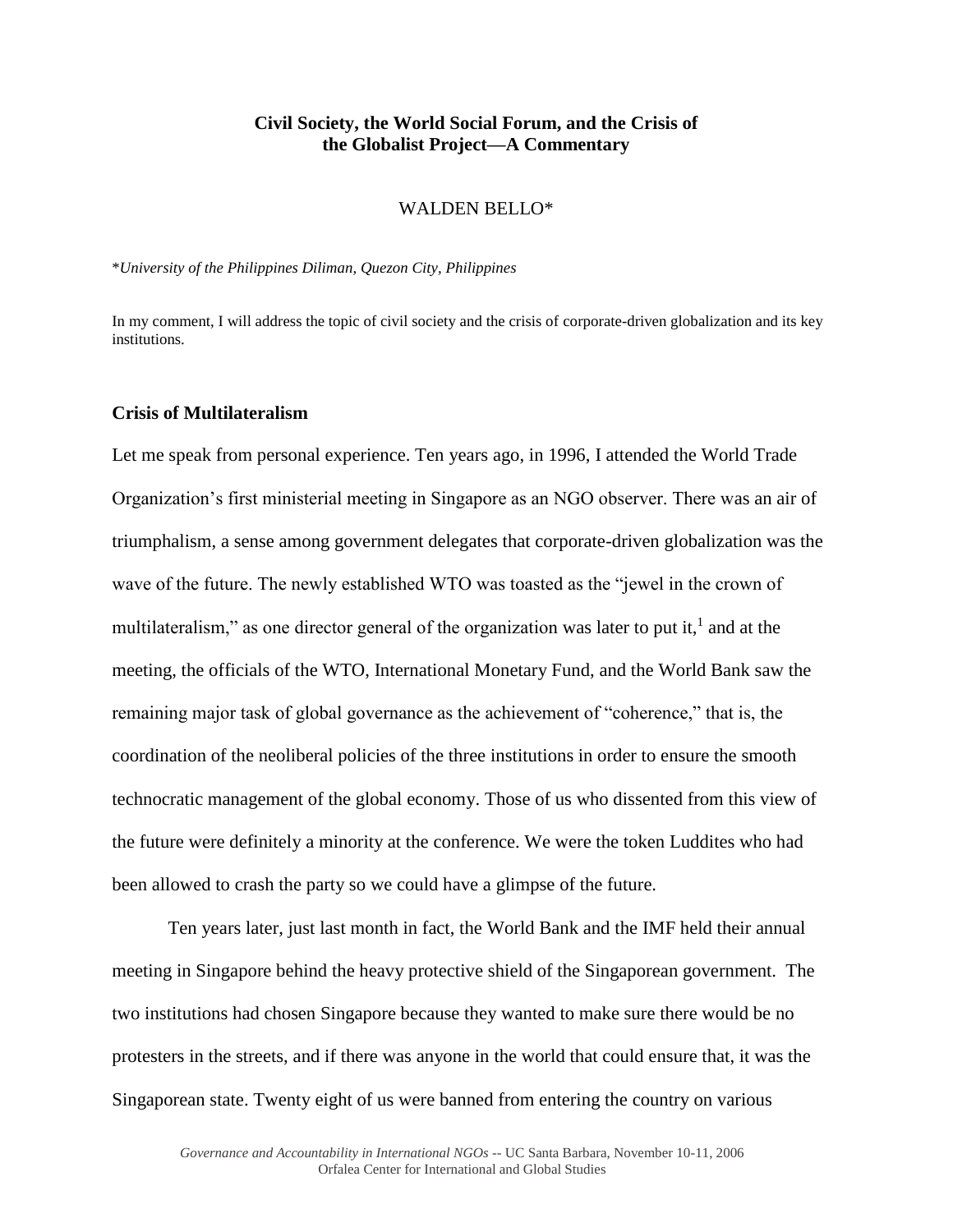# Civil Society, the World Social Forum, and the Crisis of the Globalist Project—A Commentary

WALDEN BELLO*

*_University of the Philippines Diliman, Quezon City, Philippines_

In my comment, I will address the topic of civil society and the crisis of corporate-driven globalization and its key institutions.

## Crisis of Multilateralism

Let me speak from personal experience. Ten years ago, in 1996, I attended the World Trade Organization's first ministerial meeting in Singapore as an NGO observer. There was an air of triumphalism, a sense among government delegates that corporate-driven globalization was the wave of the future. The newly established WTO was toasted as the "jewel in the crown of multilateralism," as one director general of the organization was later to put it,[1] and at the meeting, the officials of the WTO, International Monetary Fund, and the World Bank saw the remaining major task of global governance as the achievement of "coherence," that is, the coordination of the neoliberal policies of the three institutions in order to ensure the smooth technocratic management of the global economy. Those of us who dissented from this view of the future were definitely a minority at the conference. We were the token Luddites who had been allowed to crash the party so we could have a glimpse of the future.

Ten years later, just last month in fact, the World Bank and the IMF held their annual meeting in Singapore behind the heavy protective shield of the Singaporean government. The two institutions had chosen Singapore because they wanted to make sure there would be no protesters in the streets, and if there was anyone in the world that could ensure that, it was the Singaporean state. Twenty eight of us were banned from entering the country on various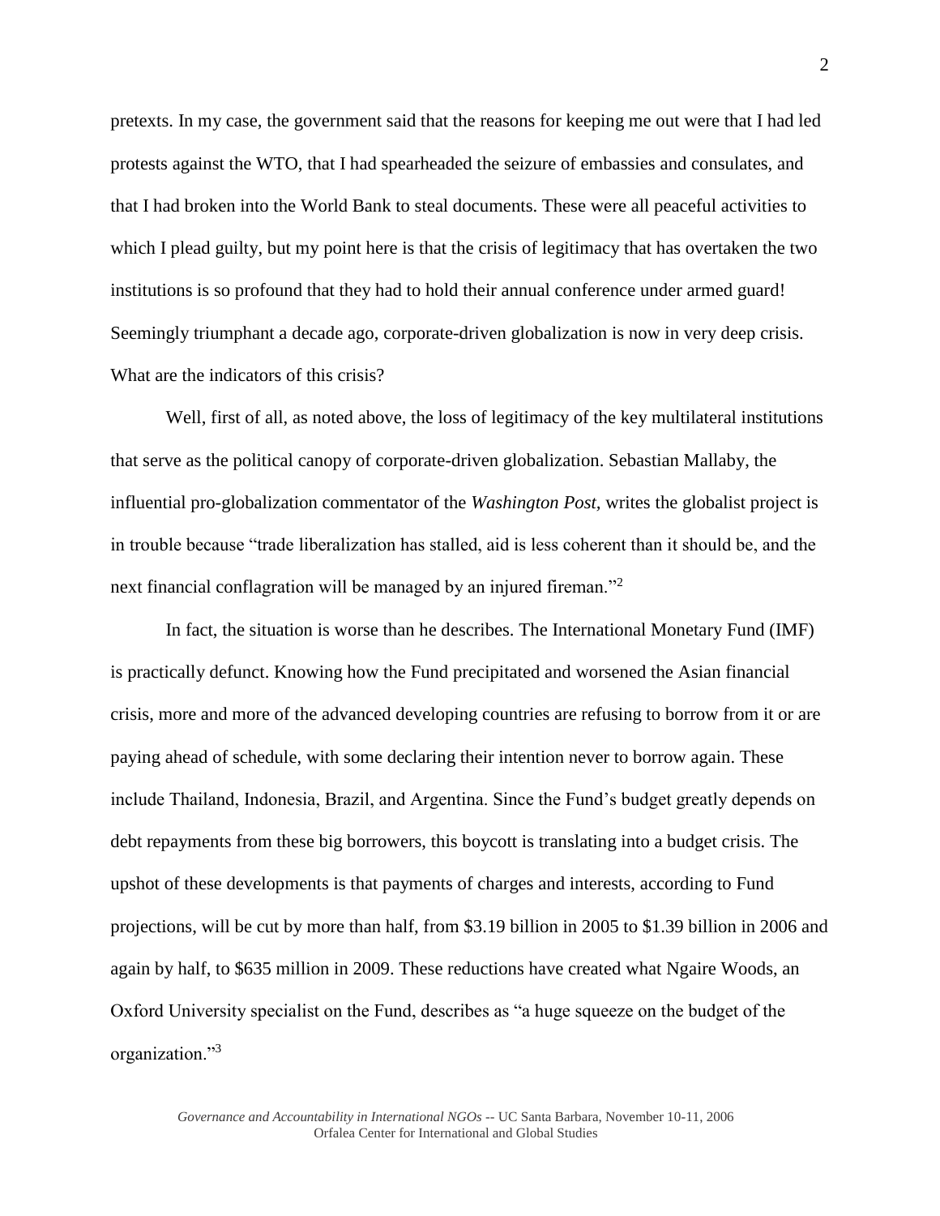pretexts. In my case, the government said that the reasons for keeping me out were that I had led protests against the WTO, that I had spearheaded the seizure of embassies and consulates, and that I had broken into the World Bank to steal documents. These were all peaceful activities to which I plead guilty, but my point here is that the crisis of legitimacy that has overtaken the two institutions is so profound that they had to hold their annual conference under armed guard! Seemingly triumphant a decade ago, corporate-driven globalization is now in very deep crisis. What are the indicators of this crisis?

Well, first of all, as noted above, the loss of legitimacy of the key multilateral institutions that serve as the political canopy of corporate-driven globalization. Sebastian Mallaby, the influential pro-globalization commentator of the *Washington Post,* writes the globalist project is in trouble because "trade liberalization has stalled, aid is less coherent than it should be, and the next financial conflagration will be managed by an injured fireman."[2]

In fact, the situation is worse than he describes. The International Monetary Fund (IMF) is practically defunct. Knowing how the Fund precipitated and worsened the Asian financial crisis, more and more of the advanced developing countries are refusing to borrow from it or are paying ahead of schedule, with some declaring their intention never to borrow again. These include Thailand, Indonesia, Brazil, and Argentina. Since the Fund's budget greatly depends on debt repayments from these big borrowers, this boycott is translating into a budget crisis. The upshot of these developments is that payments of charges and interests, according to Fund projections, will be cut by more than half, from $3.19 billion in 2005 to $1.39 billion in 2006 and again by half, to $635 million in 2009. These reductions have created what Ngaire Woods, an Oxford University specialist on the Fund, describes as "a huge squeeze on the budget of the organization."[3]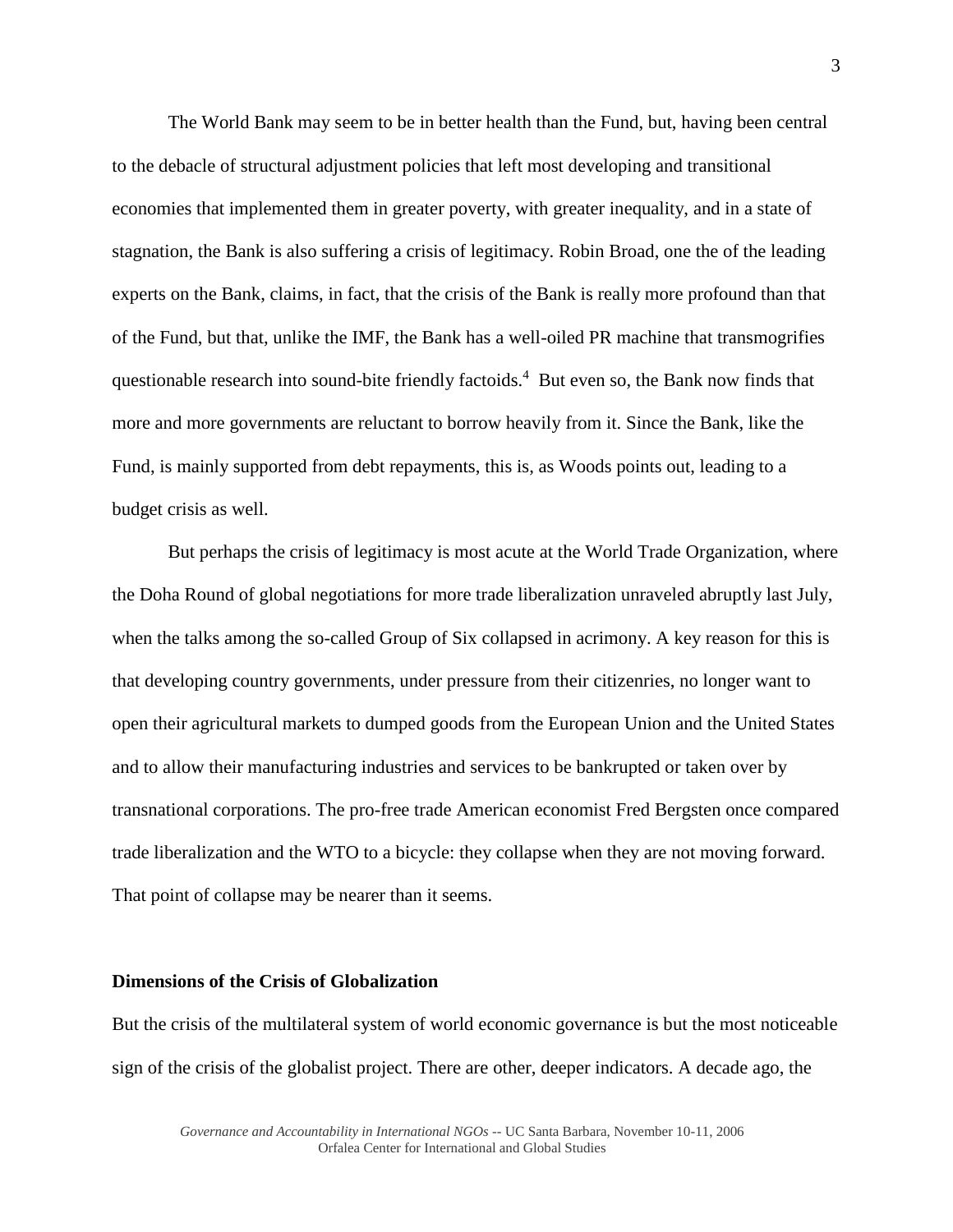The World Bank may seem to be in better health than the Fund, but, having been central to the debacle of structural adjustment policies that left most developing and transitional economies that implemented them in greater poverty, with greater inequality, and in a state of stagnation, the Bank is also suffering a crisis of legitimacy. Robin Broad, one the of the leading experts on the Bank, claims, in fact, that the crisis of the Bank is really more profound than that of the Fund, but that, unlike the IMF, the Bank has a well-oiled PR machine that transmogrifies questionable research into sound-bite friendly factoids.[4] But even so, the Bank now finds that more and more governments are reluctant to borrow heavily from it. Since the Bank, like the Fund, is mainly supported from debt repayments, this is, as Woods points out, leading to a budget crisis as well.

But perhaps the crisis of legitimacy is most acute at the World Trade Organization, where the Doha Round of global negotiations for more trade liberalization unraveled abruptly last July, when the talks among the so-called Group of Six collapsed in acrimony. A key reason for this is that developing country governments, under pressure from their citizenries, no longer want to open their agricultural markets to dumped goods from the European Union and the United States and to allow their manufacturing industries and services to be bankrupted or taken over by transnational corporations. The pro-free trade American economist Fred Bergsten once compared trade liberalization and the WTO to a bicycle: they collapse when they are not moving forward. That point of collapse may be nearer than it seems.

**Dimensions of the Crisis of Globalization**

But the crisis of the multilateral system of world economic governance is but the most noticeable sign of the crisis of the globalist project. There are other, deeper indicators. A decade ago, the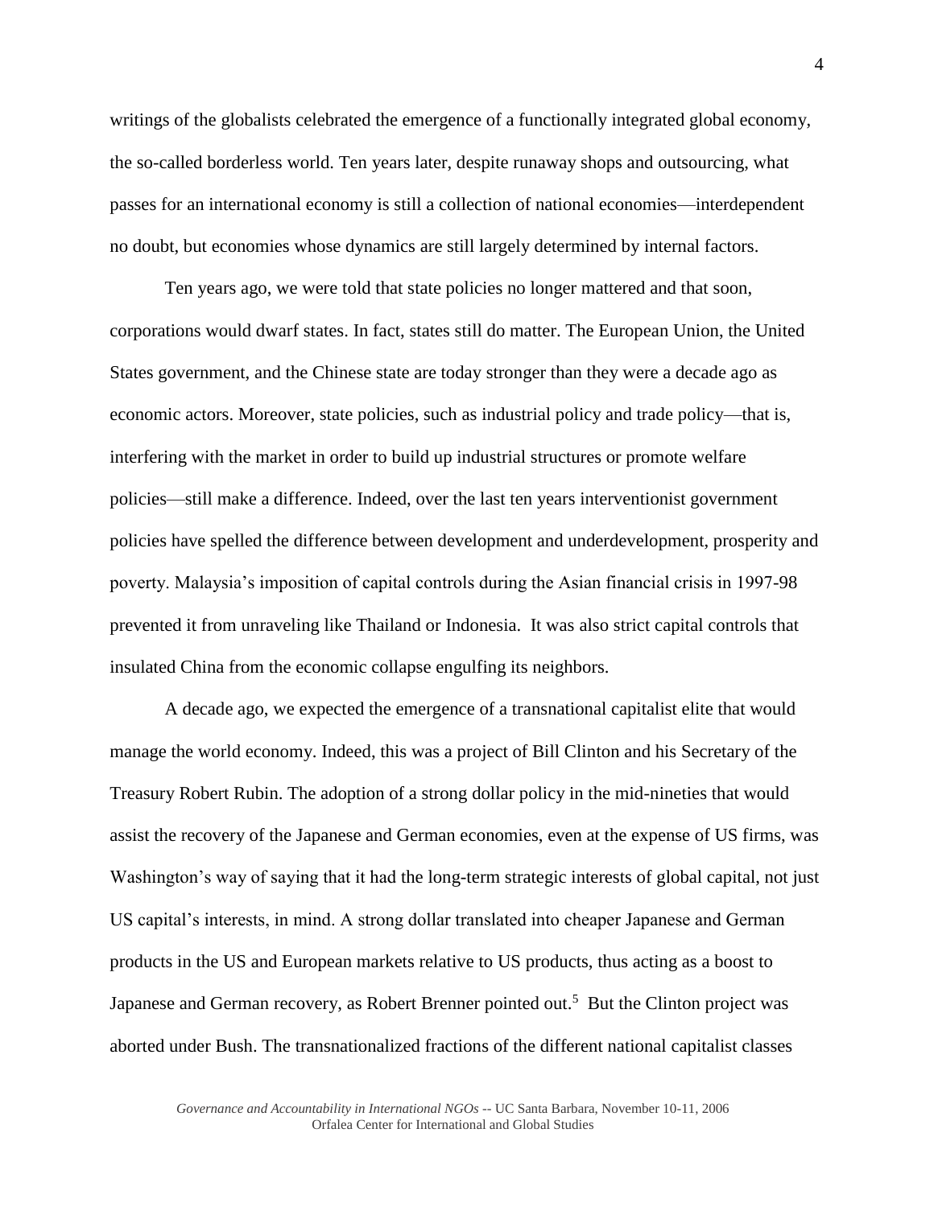writings of the globalists celebrated the emergence of a functionally integrated global economy, the so-called borderless world. Ten years later, despite runaway shops and outsourcing, what passes for an international economy is still a collection of national economies—interdependent no doubt, but economies whose dynamics are still largely determined by internal factors.

Ten years ago, we were told that state policies no longer mattered and that soon, corporations would dwarf states. In fact, states still do matter. The European Union, the United States government, and the Chinese state are today stronger than they were a decade ago as economic actors. Moreover, state policies, such as industrial policy and trade policy—that is, interfering with the market in order to build up industrial structures or promote welfare policies—still make a difference. Indeed, over the last ten years interventionist government policies have spelled the difference between development and underdevelopment, prosperity and poverty. Malaysia's imposition of capital controls during the Asian financial crisis in 1997-98 prevented it from unraveling like Thailand or Indonesia. It was also strict capital controls that insulated China from the economic collapse engulfing its neighbors.

A decade ago, we expected the emergence of a transnational capitalist elite that would manage the world economy. Indeed, this was a project of Bill Clinton and his Secretary of the Treasury Robert Rubin. The adoption of a strong dollar policy in the mid-nineties that would assist the recovery of the Japanese and German economies, even at the expense of US firms, was Washington's way of saying that it had the long-term strategic interests of global capital, not just US capital's interests, in mind. A strong dollar translated into cheaper Japanese and German products in the US and European markets relative to US products, thus acting as a boost to Japanese and German recovery, as Robert Brenner pointed out.[5] But the Clinton project was aborted under Bush. The transnationalized fractions of the different national capitalist classes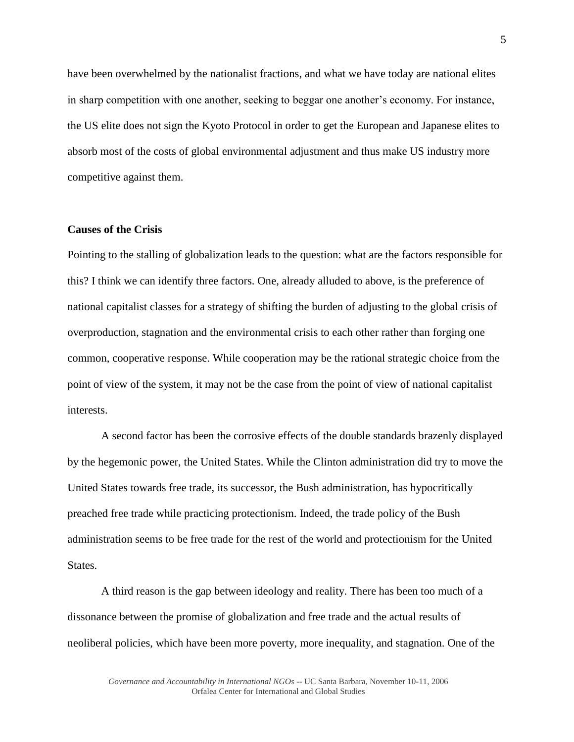have been overwhelmed by the nationalist fractions, and what we have today are national elites in sharp competition with one another, seeking to beggar one another's economy. For instance, the US elite does not sign the Kyoto Protocol in order to get the European and Japanese elites to absorb most of the costs of global environmental adjustment and thus make US industry more competitive against them.

**Causes of the Crisis**

Pointing to the stalling of globalization leads to the question: what are the factors responsible for this? I think we can identify three factors. One, already alluded to above, is the preference of national capitalist classes for a strategy of shifting the burden of adjusting to the global crisis of overproduction, stagnation and the environmental crisis to each other rather than forging one common, cooperative response. While cooperation may be the rational strategic choice from the point of view of the system, it may not be the case from the point of view of national capitalist interests.

A second factor has been the corrosive effects of the double standards brazenly displayed by the hegemonic power, the United States. While the Clinton administration did try to move the United States towards free trade, its successor, the Bush administration, has hypocritically preached free trade while practicing protectionism. Indeed, the trade policy of the Bush administration seems to be free trade for the rest of the world and protectionism for the United States.

A third reason is the gap between ideology and reality. There has been too much of a dissonance between the promise of globalization and free trade and the actual results of neoliberal policies, which have been more poverty, more inequality, and stagnation. One of the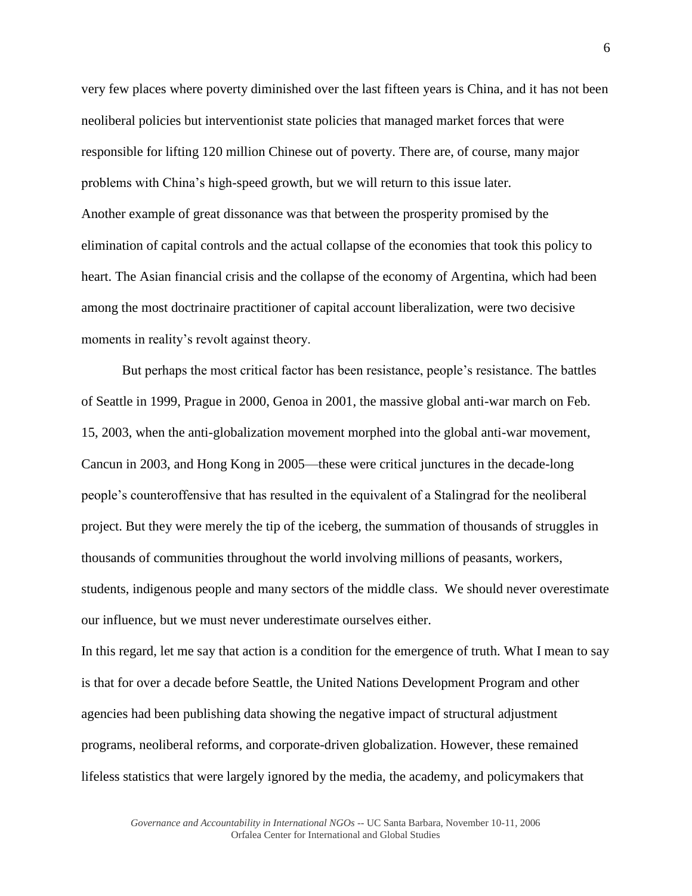very few places where poverty diminished over the last fifteen years is China, and it has not been neoliberal policies but interventionist state policies that managed market forces that were responsible for lifting 120 million Chinese out of poverty. There are, of course, many major problems with China's high-speed growth, but we will return to this issue later.

Another example of great dissonance was that between the prosperity promised by the elimination of capital controls and the actual collapse of the economies that took this policy to heart. The Asian financial crisis and the collapse of the economy of Argentina, which had been among the most doctrinaire practitioner of capital account liberalization, were two decisive moments in reality's revolt against theory.

But perhaps the most critical factor has been resistance, people's resistance. The battles of Seattle in 1999, Prague in 2000, Genoa in 2001, the massive global anti-war march on Feb. 15, 2003, when the anti-globalization movement morphed into the global anti-war movement, Cancun in 2003, and Hong Kong in 2005—these were critical junctures in the decade-long people's counteroffensive that has resulted in the equivalent of a Stalingrad for the neoliberal project. But they were merely the tip of the iceberg, the summation of thousands of struggles in thousands of communities throughout the world involving millions of peasants, workers, students, indigenous people and many sectors of the middle class. We should never overestimate our influence, but we must never underestimate ourselves either.

In this regard, let me say that action is a condition for the emergence of truth. What I mean to say is that for over a decade before Seattle, the United Nations Development Program and other agencies had been publishing data showing the negative impact of structural adjustment programs, neoliberal reforms, and corporate-driven globalization. However, these remained lifeless statistics that were largely ignored by the media, the academy, and policymakers that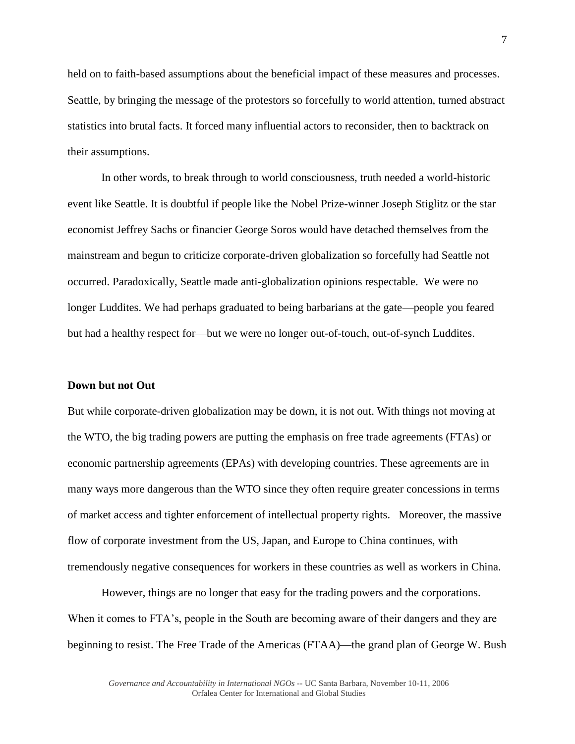held on to faith-based assumptions about the beneficial impact of these measures and processes. Seattle, by bringing the message of the protestors so forcefully to world attention, turned abstract statistics into brutal facts. It forced many influential actors to reconsider, then to backtrack on their assumptions.

In other words, to break through to world consciousness, truth needed a world-historic event like Seattle. It is doubtful if people like the Nobel Prize-winner Joseph Stiglitz or the star economist Jeffrey Sachs or financier George Soros would have detached themselves from the mainstream and begun to criticize corporate-driven globalization so forcefully had Seattle not occurred. Paradoxically, Seattle made anti-globalization opinions respectable. We were no longer Luddites. We had perhaps graduated to being barbarians at the gate—people you feared but had a healthy respect for—but we were no longer out-of-touch, out-of-synch Luddites.

**Down but not Out**

But while corporate-driven globalization may be down, it is not out. With things not moving at the WTO, the big trading powers are putting the emphasis on free trade agreements (FTAs) or economic partnership agreements (EPAs) with developing countries. These agreements are in many ways more dangerous than the WTO since they often require greater concessions in terms of market access and tighter enforcement of intellectual property rights. Moreover, the massive flow of corporate investment from the US, Japan, and Europe to China continues, with tremendously negative consequences for workers in these countries as well as workers in China.

However, things are no longer that easy for the trading powers and the corporations. When it comes to FTA's, people in the South are becoming aware of their dangers and they are beginning to resist. The Free Trade of the Americas (FTAA)—the grand plan of George W. Bush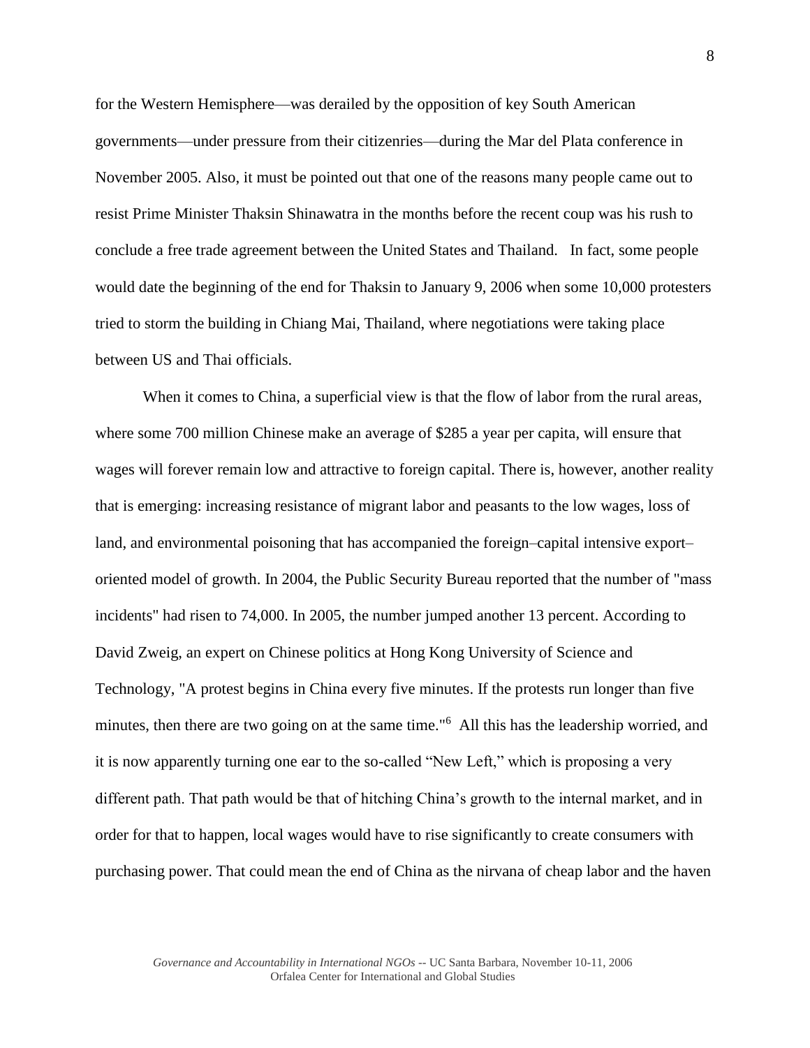for the Western Hemisphere—was derailed by the opposition of key South American governments—under pressure from their citizenries—during the Mar del Plata conference in November 2005. Also, it must be pointed out that one of the reasons many people came out to resist Prime Minister Thaksin Shinawatra in the months before the recent coup was his rush to conclude a free trade agreement between the United States and Thailand. In fact, some people would date the beginning of the end for Thaksin to January 9, 2006 when some 10,000 protesters tried to storm the building in Chiang Mai, Thailand, where negotiations were taking place between US and Thai officials.

When it comes to China, a superficial view is that the flow of labor from the rural areas, where some 700 million Chinese make an average of $285 a year per capita, will ensure that wages will forever remain low and attractive to foreign capital. There is, however, another reality that is emerging: increasing resistance of migrant labor and peasants to the low wages, loss of land, and environmental poisoning that has accompanied the foreign–capital intensive export–oriented model of growth. In 2004, the Public Security Bureau reported that the number of "mass incidents" had risen to 74,000. In 2005, the number jumped another 13 percent. According to David Zweig, an expert on Chinese politics at Hong Kong University of Science and Technology, "A protest begins in China every five minutes. If the protests run longer than five minutes, then there are two going on at the same time."[6] All this has the leadership worried, and it is now apparently turning one ear to the so-called "New Left," which is proposing a very different path. That path would be that of hitching China's growth to the internal market, and in order for that to happen, local wages would have to rise significantly to create consumers with purchasing power. That could mean the end of China as the nirvana of cheap labor and the haven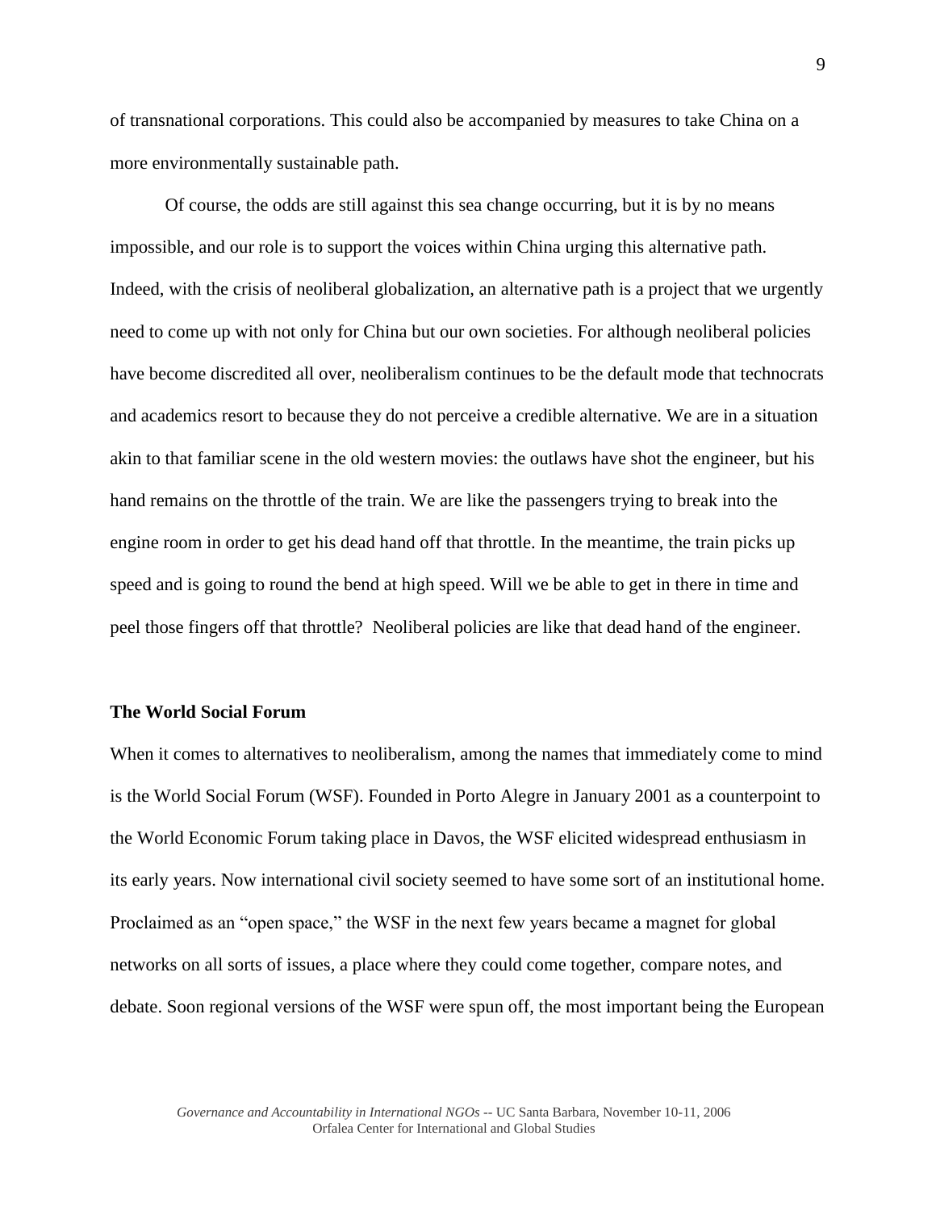of transnational corporations. This could also be accompanied by measures to take China on a more environmentally sustainable path.

Of course, the odds are still against this sea change occurring, but it is by no means impossible, and our role is to support the voices within China urging this alternative path. Indeed, with the crisis of neoliberal globalization, an alternative path is a project that we urgently need to come up with not only for China but our own societies. For although neoliberal policies have become discredited all over, neoliberalism continues to be the default mode that technocrats and academics resort to because they do not perceive a credible alternative. We are in a situation akin to that familiar scene in the old western movies: the outlaws have shot the engineer, but his hand remains on the throttle of the train. We are like the passengers trying to break into the engine room in order to get his dead hand off that throttle. In the meantime, the train picks up speed and is going to round the bend at high speed. Will we be able to get in there in time and peel those fingers off that throttle? Neoliberal policies are like that dead hand of the engineer.

### The World Social Forum

When it comes to alternatives to neoliberalism, among the names that immediately come to mind is the World Social Forum (WSF). Founded in Porto Alegre in January 2001 as a counterpoint to the World Economic Forum taking place in Davos, the WSF elicited widespread enthusiasm in its early years. Now international civil society seemed to have some sort of an institutional home. Proclaimed as an "open space," the WSF in the next few years became a magnet for global networks on all sorts of issues, a place where they could come together, compare notes, and debate. Soon regional versions of the WSF were spun off, the most important being the European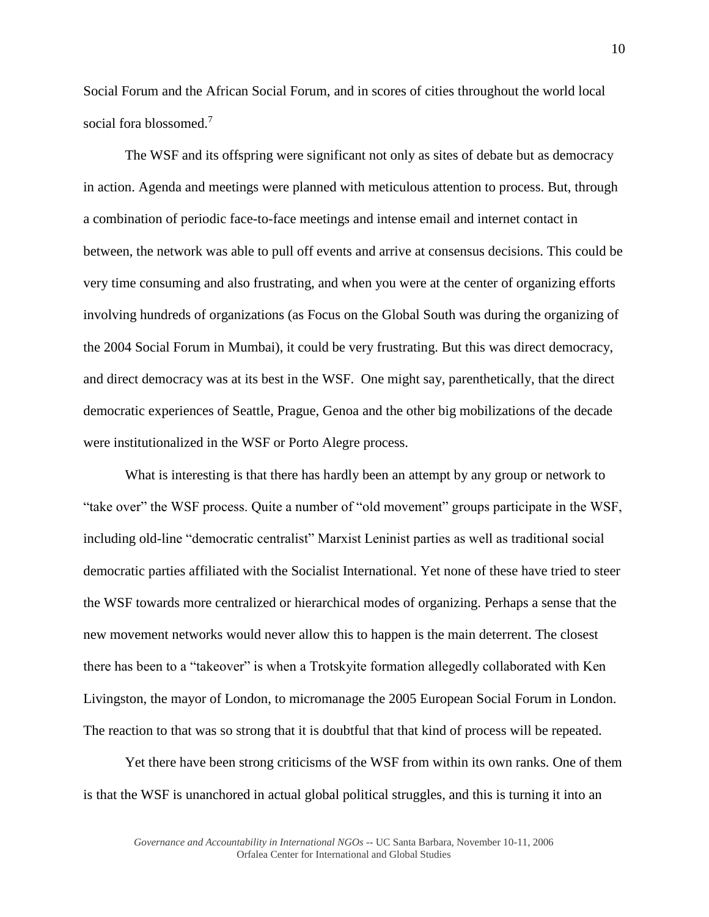Social Forum and the African Social Forum, and in scores of cities throughout the world local social fora blossomed.[7]

The WSF and its offspring were significant not only as sites of debate but as democracy in action. Agenda and meetings were planned with meticulous attention to process. But, through a combination of periodic face-to-face meetings and intense email and internet contact in between, the network was able to pull off events and arrive at consensus decisions. This could be very time consuming and also frustrating, and when you were at the center of organizing efforts involving hundreds of organizations (as Focus on the Global South was during the organizing of the 2004 Social Forum in Mumbai), it could be very frustrating. But this was direct democracy, and direct democracy was at its best in the WSF. One might say, parenthetically, that the direct democratic experiences of Seattle, Prague, Genoa and the other big mobilizations of the decade were institutionalized in the WSF or Porto Alegre process.

What is interesting is that there has hardly been an attempt by any group or network to "take over" the WSF process. Quite a number of "old movement" groups participate in the WSF, including old-line "democratic centralist" Marxist Leninist parties as well as traditional social democratic parties affiliated with the Socialist International. Yet none of these have tried to steer the WSF towards more centralized or hierarchical modes of organizing. Perhaps a sense that the new movement networks would never allow this to happen is the main deterrent. The closest there has been to a "takeover" is when a Trotskyite formation allegedly collaborated with Ken Livingston, the mayor of London, to micromanage the 2005 European Social Forum in London. The reaction to that was so strong that it is doubtful that that kind of process will be repeated.

Yet there have been strong criticisms of the WSF from within its own ranks. One of them is that the WSF is unanchored in actual global political struggles, and this is turning it into an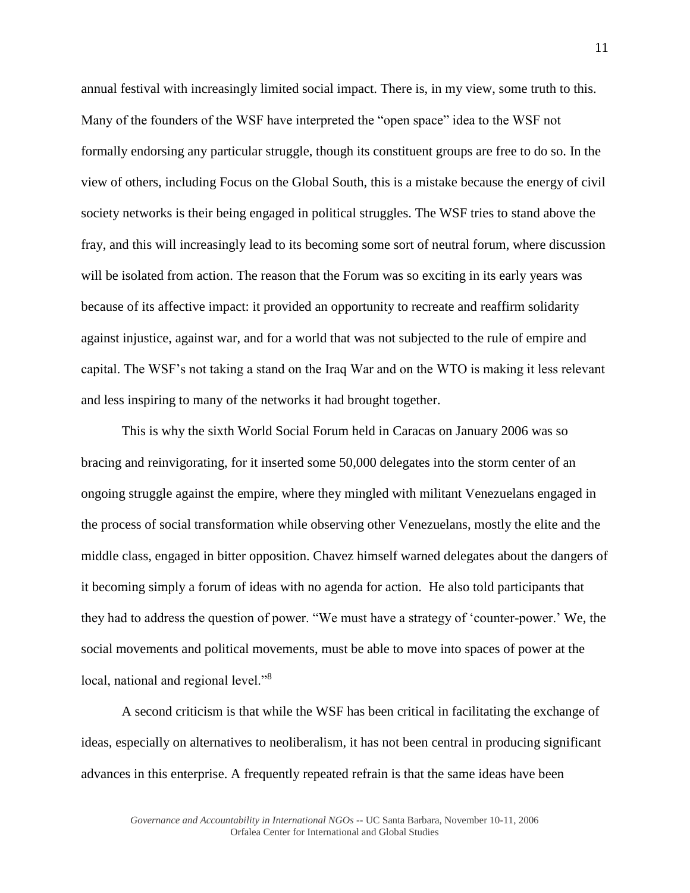annual festival with increasingly limited social impact. There is, in my view, some truth to this. Many of the founders of the WSF have interpreted the "open space" idea to the WSF not formally endorsing any particular struggle, though its constituent groups are free to do so. In the view of others, including Focus on the Global South, this is a mistake because the energy of civil society networks is their being engaged in political struggles. The WSF tries to stand above the fray, and this will increasingly lead to its becoming some sort of neutral forum, where discussion will be isolated from action. The reason that the Forum was so exciting in its early years was because of its affective impact: it provided an opportunity to recreate and reaffirm solidarity against injustice, against war, and for a world that was not subjected to the rule of empire and capital. The WSF's not taking a stand on the Iraq War and on the WTO is making it less relevant and less inspiring to many of the networks it had brought together.

This is why the sixth World Social Forum held in Caracas on January 2006 was so bracing and reinvigorating, for it inserted some 50,000 delegates into the storm center of an ongoing struggle against the empire, where they mingled with militant Venezuelans engaged in the process of social transformation while observing other Venezuelans, mostly the elite and the middle class, engaged in bitter opposition. Chavez himself warned delegates about the dangers of it becoming simply a forum of ideas with no agenda for action. He also told participants that they had to address the question of power. "We must have a strategy of 'counter-power.' We, the social movements and political movements, must be able to move into spaces of power at the local, national and regional level."[8]

A second criticism is that while the WSF has been critical in facilitating the exchange of ideas, especially on alternatives to neoliberalism, it has not been central in producing significant advances in this enterprise. A frequently repeated refrain is that the same ideas have been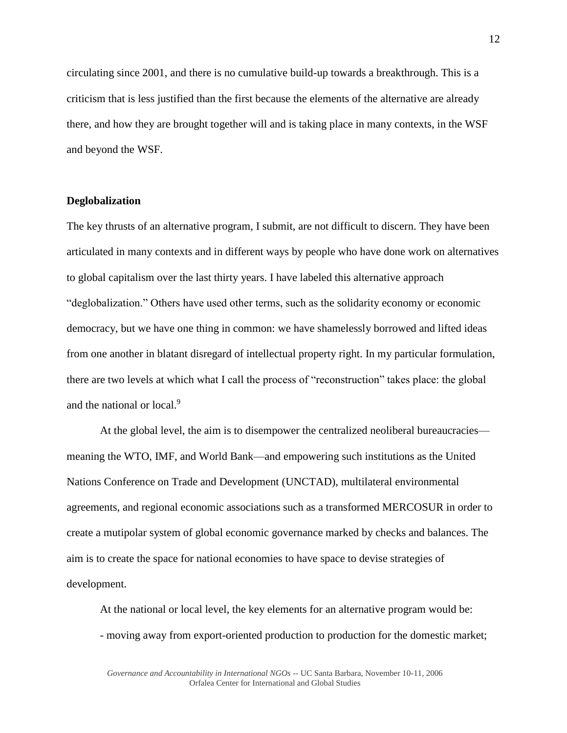circulating since 2001, and there is no cumulative build-up towards a breakthrough. This is a criticism that is less justified than the first because the elements of the alternative are already there, and how they are brought together will and is taking place in many contexts, in the WSF and beyond the WSF.

### Deglobalization

The key thrusts of an alternative program, I submit, are not difficult to discern. They have been articulated in many contexts and in different ways by people who have done work on alternatives to global capitalism over the last thirty years. I have labeled this alternative approach "deglobalization." Others have used other terms, such as the solidarity economy or economic democracy, but we have one thing in common: we have shamelessly borrowed and lifted ideas from one another in blatant disregard of intellectual property right. In my particular formulation, there are two levels at which what I call the process of "reconstruction" takes place: the global and the national or local.[9]

At the global level, the aim is to disempower the centralized neoliberal bureaucracies—meaning the WTO, IMF, and World Bank—and empowering such institutions as the United Nations Conference on Trade and Development (UNCTAD), multilateral environmental agreements, and regional economic associations such as a transformed MERCOSUR in order to create a mutipolar system of global economic governance marked by checks and balances. The aim is to create the space for national economies to have space to devise strategies of development.

At the national or local level, the key elements for an alternative program would be:

- moving away from export-oriented production to production for the domestic market;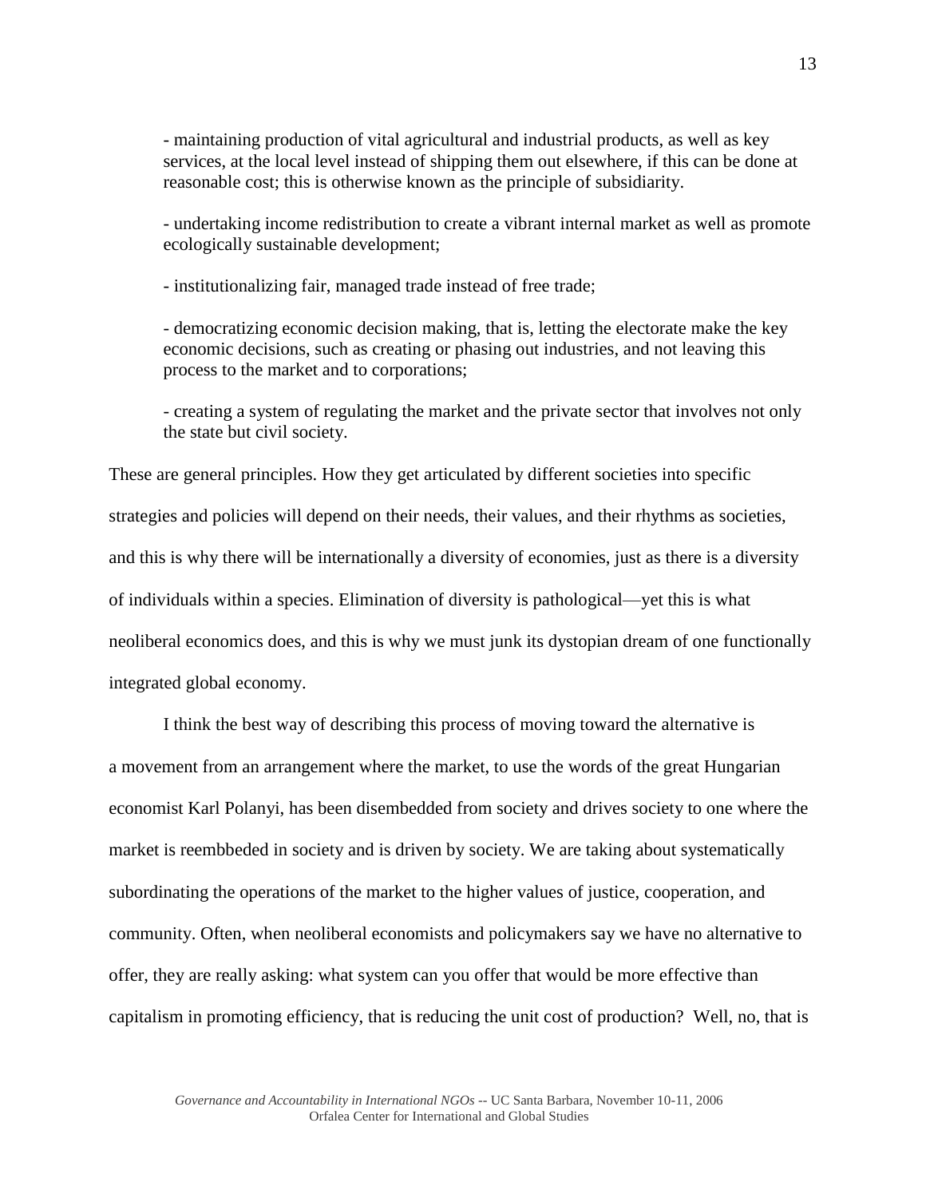- maintaining production of vital agricultural and industrial products, as well as key services, at the local level instead of shipping them out elsewhere, if this can be done at reasonable cost; this is otherwise known as the principle of subsidiarity.

- undertaking income redistribution to create a vibrant internal market as well as promote ecologically sustainable development;

- institutionalizing fair, managed trade instead of free trade;

- democratizing economic decision making, that is, letting the electorate make the key economic decisions, such as creating or phasing out industries, and not leaving this process to the market and to corporations;

- creating a system of regulating the market and the private sector that involves not only the state but civil society.

These are general principles. How they get articulated by different societies into specific strategies and policies will depend on their needs, their values, and their rhythms as societies, and this is why there will be internationally a diversity of economies, just as there is a diversity of individuals within a species. Elimination of diversity is pathological—yet this is what neoliberal economics does, and this is why we must junk its dystopian dream of one functionally integrated global economy.

I think the best way of describing this process of moving toward the alternative is a movement from an arrangement where the market, to use the words of the great Hungarian economist Karl Polanyi, has been disembedded from society and drives society to one where the market is reembbeded in society and is driven by society. We are taking about systematically subordinating the operations of the market to the higher values of justice, cooperation, and community. Often, when neoliberal economists and policymakers say we have no alternative to offer, they are really asking: what system can you offer that would be more effective than capitalism in promoting efficiency, that is reducing the unit cost of production? Well, no, that is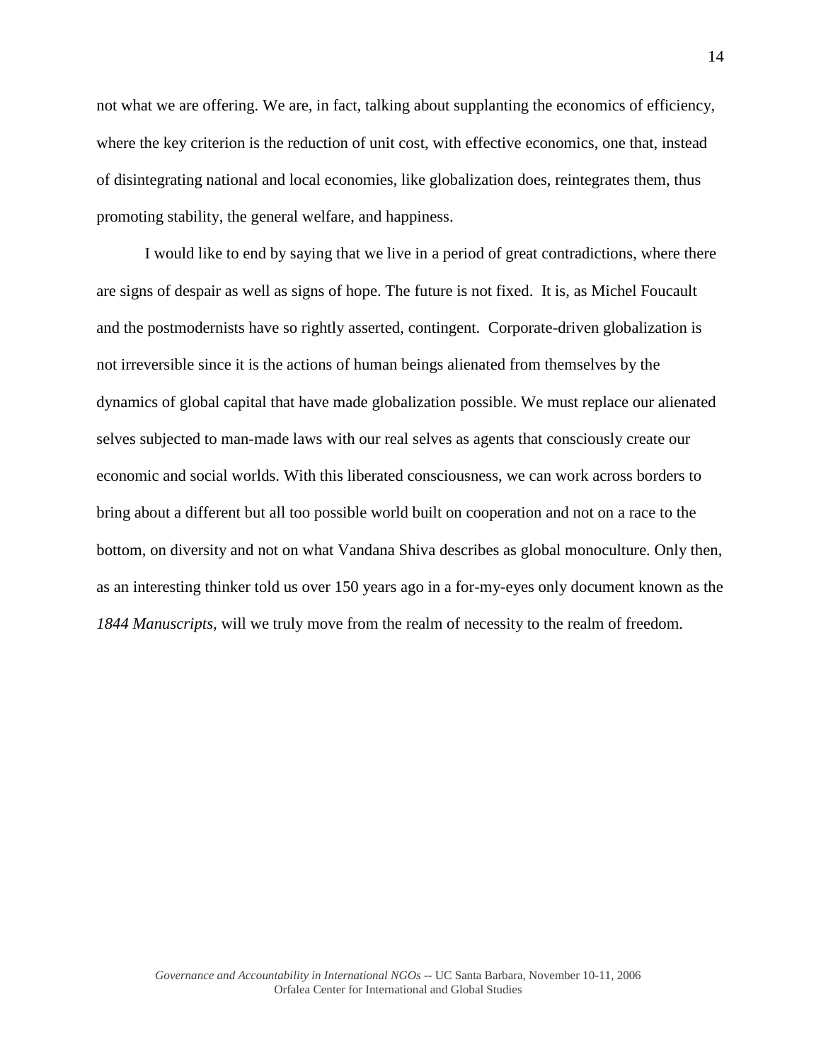not what we are offering. We are, in fact, talking about supplanting the economics of efficiency, where the key criterion is the reduction of unit cost, with effective economics, one that, instead of disintegrating national and local economies, like globalization does, reintegrates them, thus promoting stability, the general welfare, and happiness.

I would like to end by saying that we live in a period of great contradictions, where there are signs of despair as well as signs of hope. The future is not fixed. It is, as Michel Foucault and the postmodernists have so rightly asserted, contingent. Corporate-driven globalization is not irreversible since it is the actions of human beings alienated from themselves by the dynamics of global capital that have made globalization possible. We must replace our alienated selves subjected to man-made laws with our real selves as agents that consciously create our economic and social worlds. With this liberated consciousness, we can work across borders to bring about a different but all too possible world built on cooperation and not on a race to the bottom, on diversity and not on what Vandana Shiva describes as global monoculture. Only then, as an interesting thinker told us over 150 years ago in a for-my-eyes only document known as the *1844 Manuscripts,* will we truly move from the realm of necessity to the realm of freedom.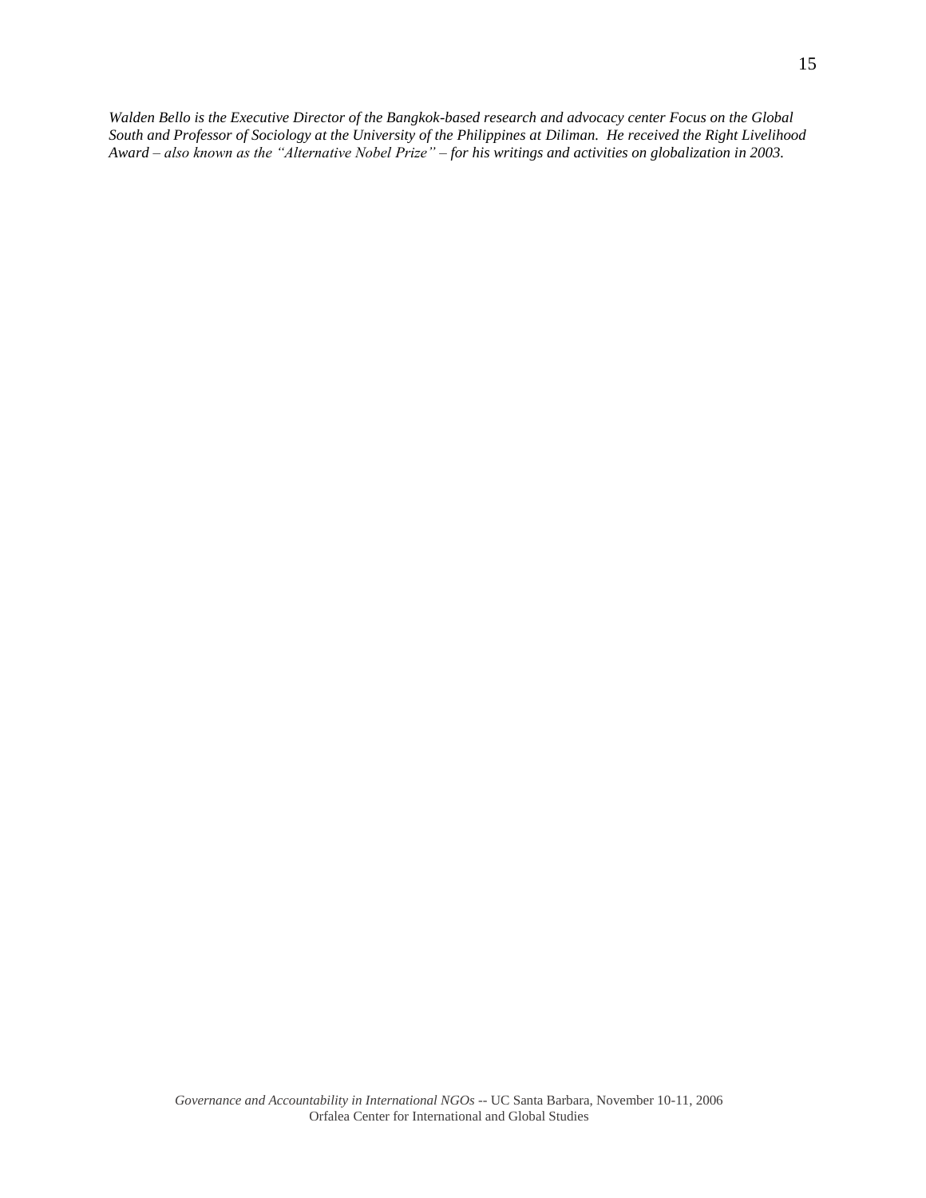*Walden Bello is the Executive Director of the Bangkok-based research and advocacy center Focus on the Global South and Professor of Sociology at the University of the Philippines at Diliman. He received the Right Livelihood Award – also known as the "Alternative Nobel Prize" – for his writings and activities on globalization in 2003.*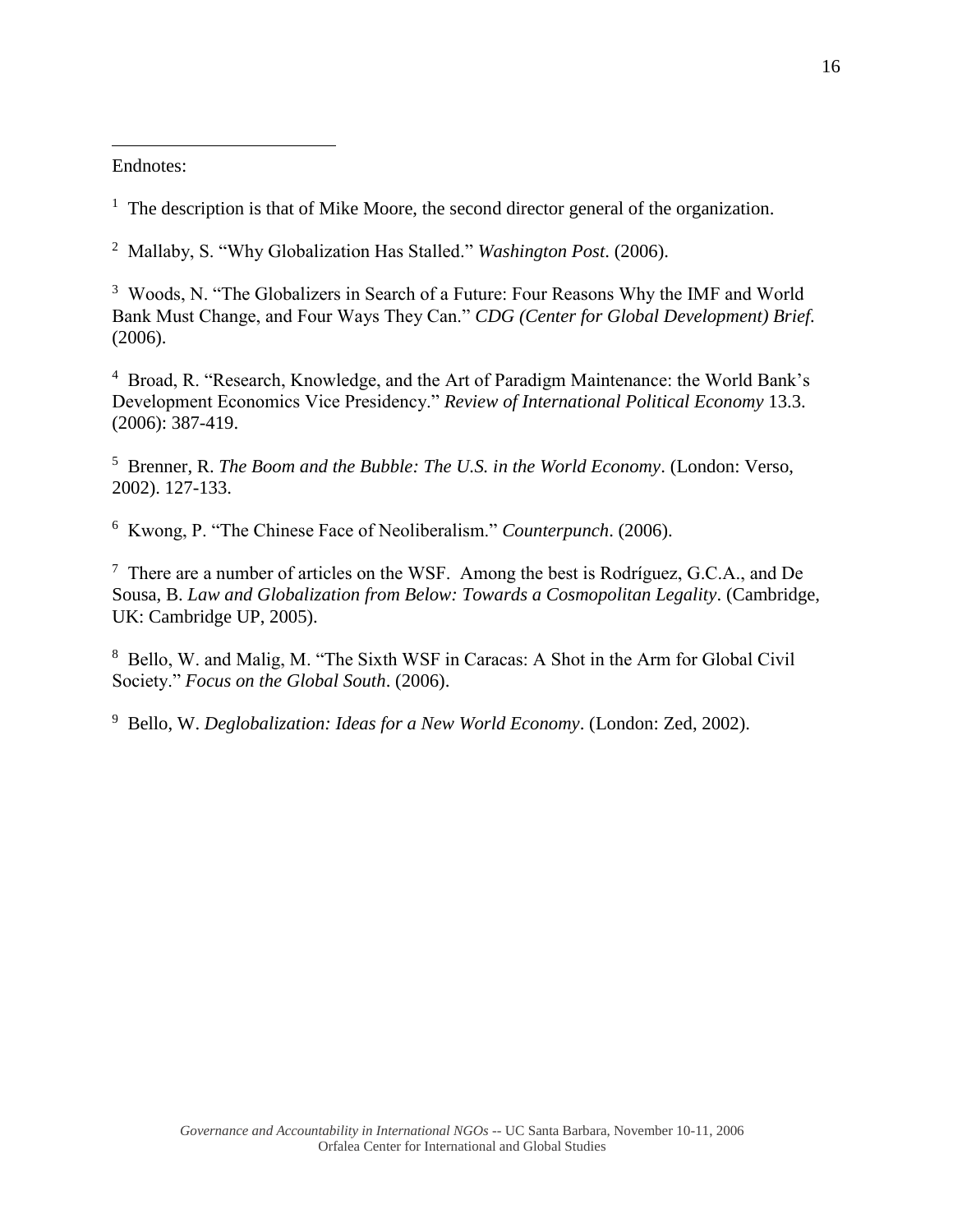Endnotes:

[1] The description is that of Mike Moore, the second director general of the organization.

[2] Mallaby, S. "Why Globalization Has Stalled." *Washington Post*. (2006).

[3] Woods, N. "The Globalizers in Search of a Future: Four Reasons Why the IMF and World Bank Must Change, and Four Ways They Can." *CDG (Center for Global Development) Brief*. (2006).

[4] Broad, R. "Research, Knowledge, and the Art of Paradigm Maintenance: the World Bank's Development Economics Vice Presidency." *Review of International Political Economy* 13.3. (2006): 387-419.

[5] Brenner, R. *The Boom and the Bubble: The U.S. in the World Economy*. (London: Verso, 2002). 127-133.

[6] Kwong, P. "The Chinese Face of Neoliberalism." *Counterpunch*. (2006).

[7] There are a number of articles on the WSF. Among the best is Rodríguez, G.C.A., and De Sousa, B. *Law and Globalization from Below: Towards a Cosmopolitan Legality*. (Cambridge, UK: Cambridge UP, 2005).

[8] Bello, W. and Malig, M. "The Sixth WSF in Caracas: A Shot in the Arm for Global Civil Society." *Focus on the Global South*. (2006).

[9] Bello, W. *Deglobalization: Ideas for a New World Economy*. (London: Zed, 2002).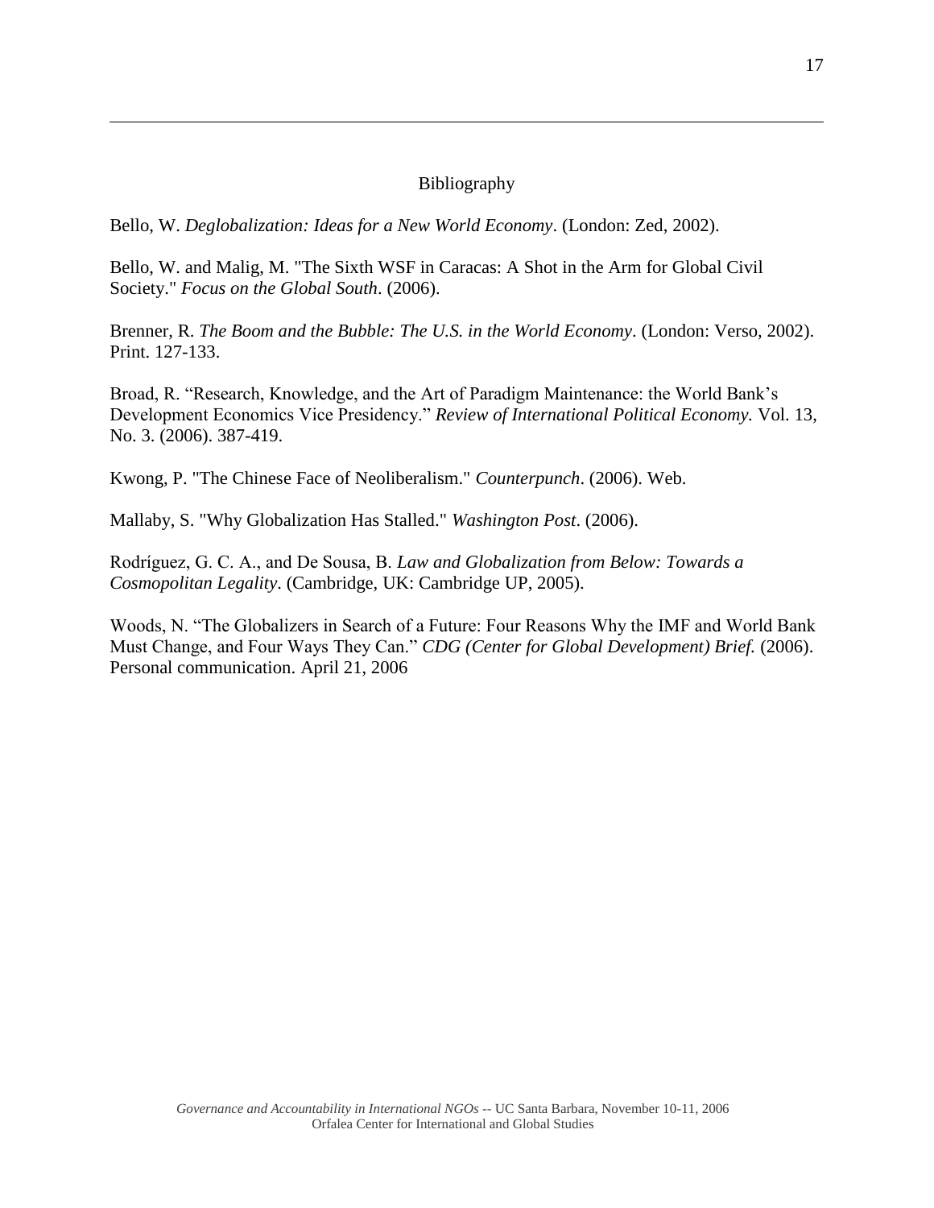## Bibliography

Bello, W. *Deglobalization: Ideas for a New World Economy*. (London: Zed, 2002).

Bello, W. and Malig, M. "The Sixth WSF in Caracas: A Shot in the Arm for Global Civil Society." *Focus on the Global South*. (2006).

Brenner, R. *The Boom and the Bubble: The U.S. in the World Economy*. (London: Verso, 2002). Print. 127-133.

Broad, R. "Research, Knowledge, and the Art of Paradigm Maintenance: the World Bank's Development Economics Vice Presidency." *Review of International Political Economy.* Vol. 13, No. 3. (2006). 387-419.

Kwong, P. "The Chinese Face of Neoliberalism." *Counterpunch*. (2006). Web.

Mallaby, S. "Why Globalization Has Stalled." *Washington Post*. (2006).

Rodríguez, G. C. A., and De Sousa, B. *Law and Globalization from Below: Towards a Cosmopolitan Legality*. (Cambridge, UK: Cambridge UP, 2005).

Woods, N. "The Globalizers in Search of a Future: Four Reasons Why the IMF and World Bank Must Change, and Four Ways They Can." *CDG (Center for Global Development) Brief.* (2006). Personal communication. April 21, 2006